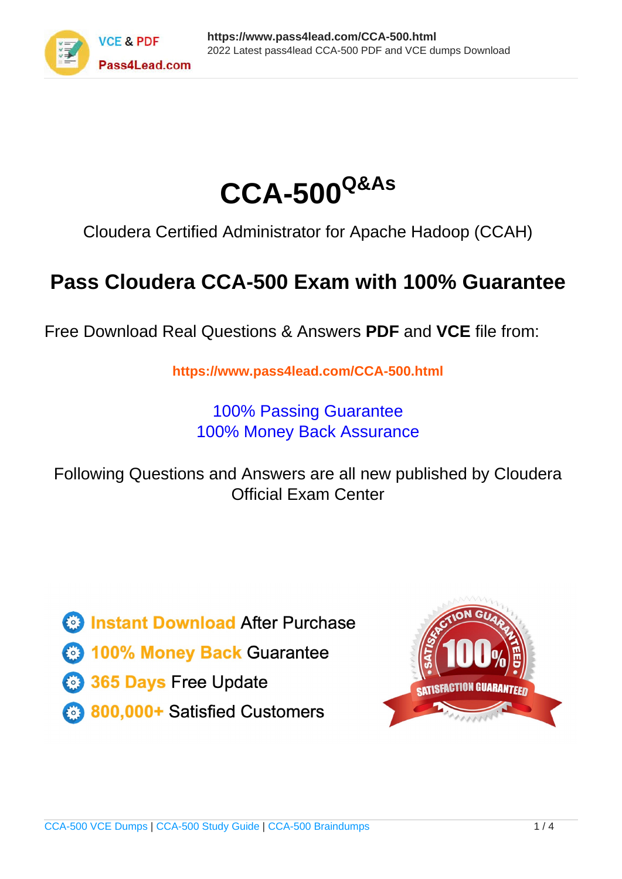# CCA-500[Q&As]

Cloudera Certified Administrator for Apache Hadoop (CCAH)

## Pass Cloudera CCA-500 Exam with 100% Guarantee

Free Download Real Questions & Answers **PDF** and **VCE** file from:

https://www.pass4lead.com/CCA-500.html

100% Passing Guarantee
100% Money Back Assurance

Following Questions and Answers are all new published by Cloudera Official Exam Center

- Instant Download After Purchase
- 100% Money Back Guarantee
- 365 Days Free Update
- 800,000+ Satisfied Customers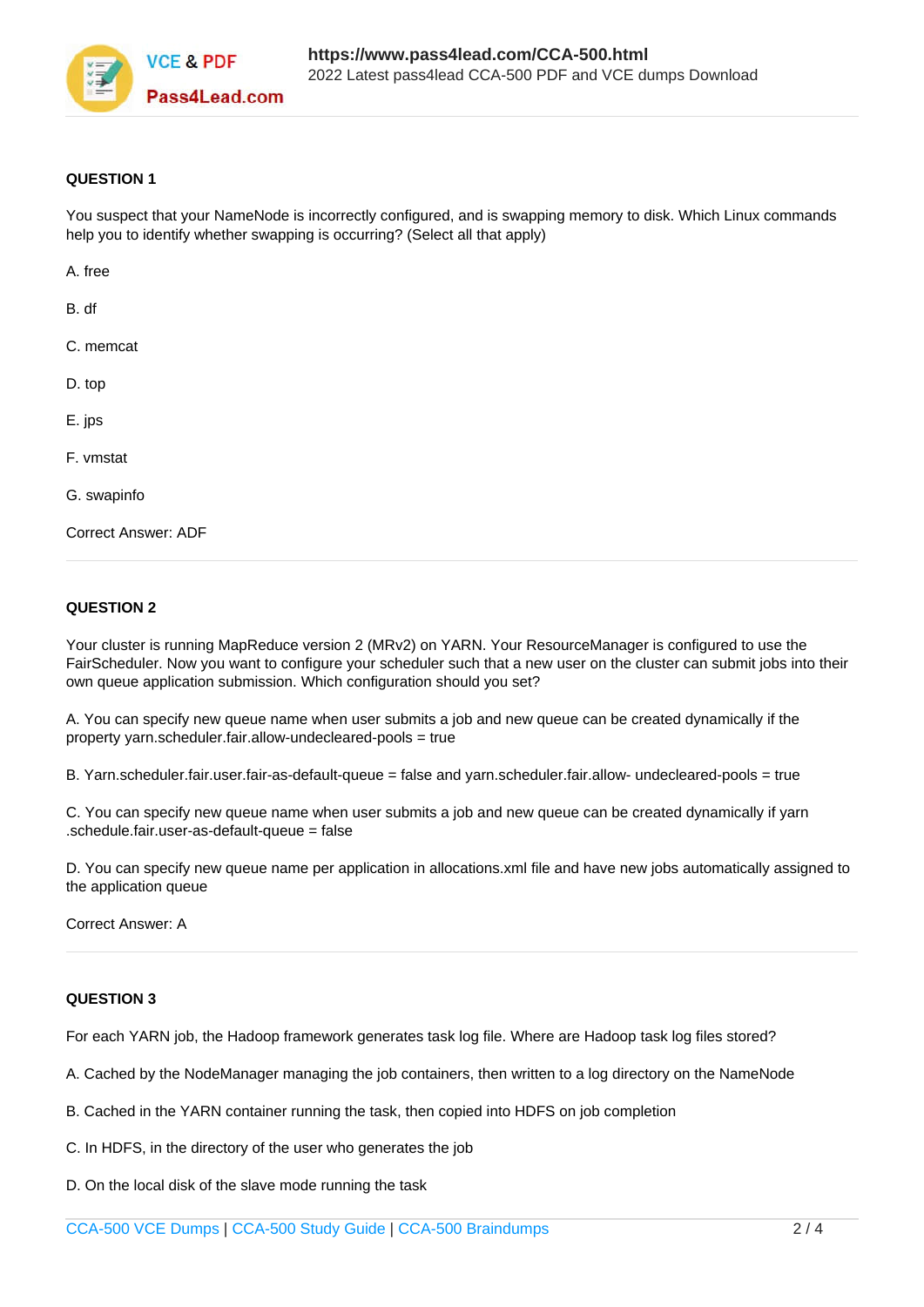**QUESTION 1**

You suspect that your NameNode is incorrectly configured, and is swapping memory to disk. Which Linux commands help you to identify whether swapping is occurring? (Select all that apply)

A. free

B. df

C. memcat

D. top

E. jps

F. vmstat

G. swapinfo

Correct Answer: ADF

**QUESTION 2**

Your cluster is running MapReduce version 2 (MRv2) on YARN. Your ResourceManager is configured to use the FairScheduler. Now you want to configure your scheduler such that a new user on the cluster can submit jobs into their own queue application submission. Which configuration should you set?

A. You can specify new queue name when user submits a job and new queue can be created dynamically if the property yarn.scheduler.fair.allow-undecleared-pools = true

B. Yarn.scheduler.fair.user.fair-as-default-queue = false and yarn.scheduler.fair.allow- undecleared-pools = true

C. You can specify new queue name when user submits a job and new queue can be created dynamically if yarn .schedule.fair.user-as-default-queue = false

D. You can specify new queue name per application in allocations.xml file and have new jobs automatically assigned to the application queue

Correct Answer: A

**QUESTION 3**

For each YARN job, the Hadoop framework generates task log file. Where are Hadoop task log files stored?

A. Cached by the NodeManager managing the job containers, then written to a log directory on the NameNode

B. Cached in the YARN container running the task, then copied into HDFS on job completion

C. In HDFS, in the directory of the user who generates the job

D. On the local disk of the slave mode running the task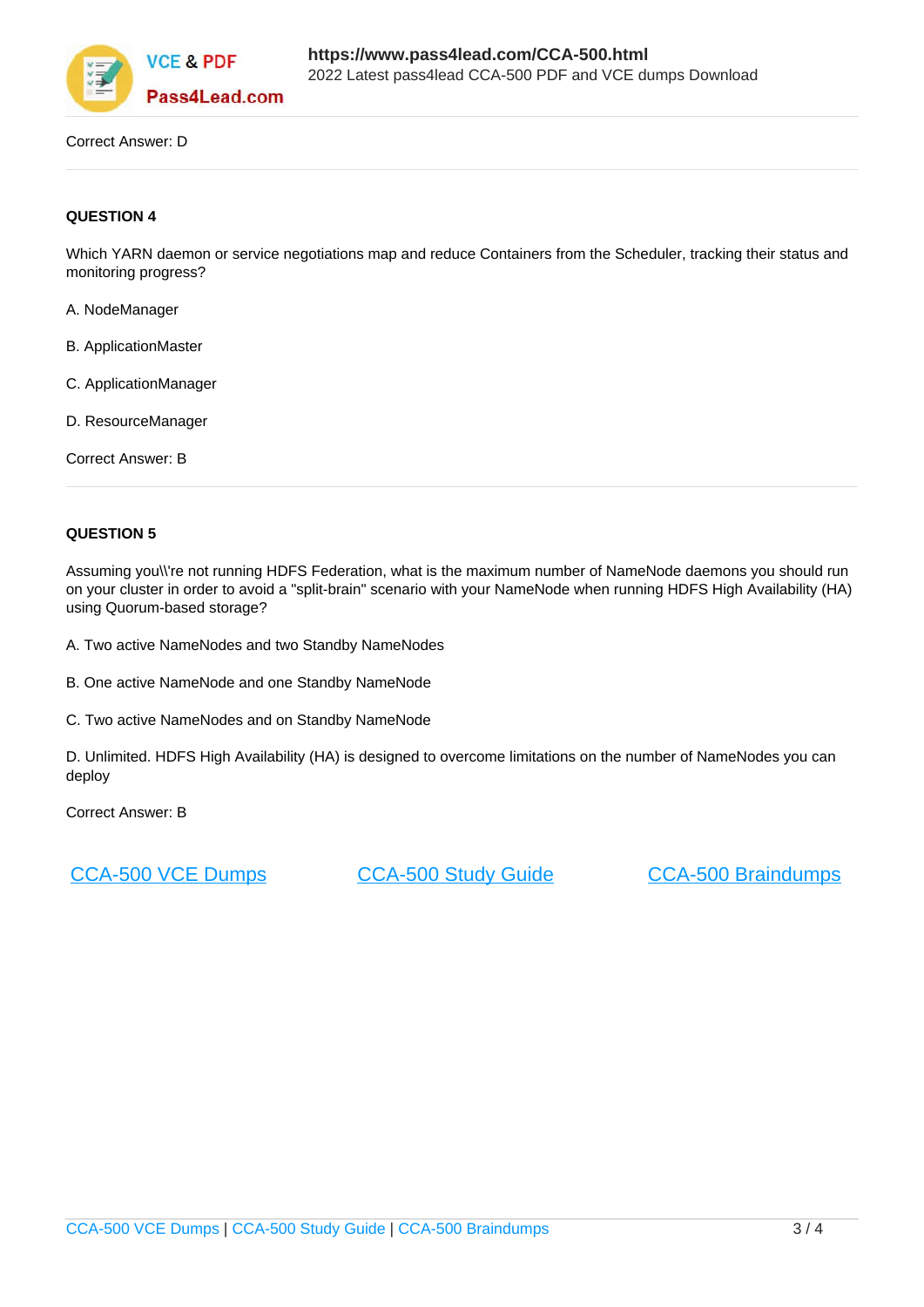Correct Answer: D

**QUESTION 4**

Which YARN daemon or service negotiations map and reduce Containers from the Scheduler, tracking their status and monitoring progress?

A. NodeManager

B. ApplicationMaster

C. ApplicationManager

D. ResourceManager

Correct Answer: B

**QUESTION 5**

Assuming you\\'re not running HDFS Federation, what is the maximum number of NameNode daemons you should run on your cluster in order to avoid a "split-brain" scenario with your NameNode when running HDFS High Availability (HA) using Quorum-based storage?

A. Two active NameNodes and two Standby NameNodes

B. One active NameNode and one Standby NameNode

C. Two active NameNodes and on Standby NameNode

D. Unlimited. HDFS High Availability (HA) is designed to overcome limitations on the number of NameNodes you can deploy

Correct Answer: B

CCA-500 VCE Dumps | CCA-500 Study Guide | CCA-500 Braindumps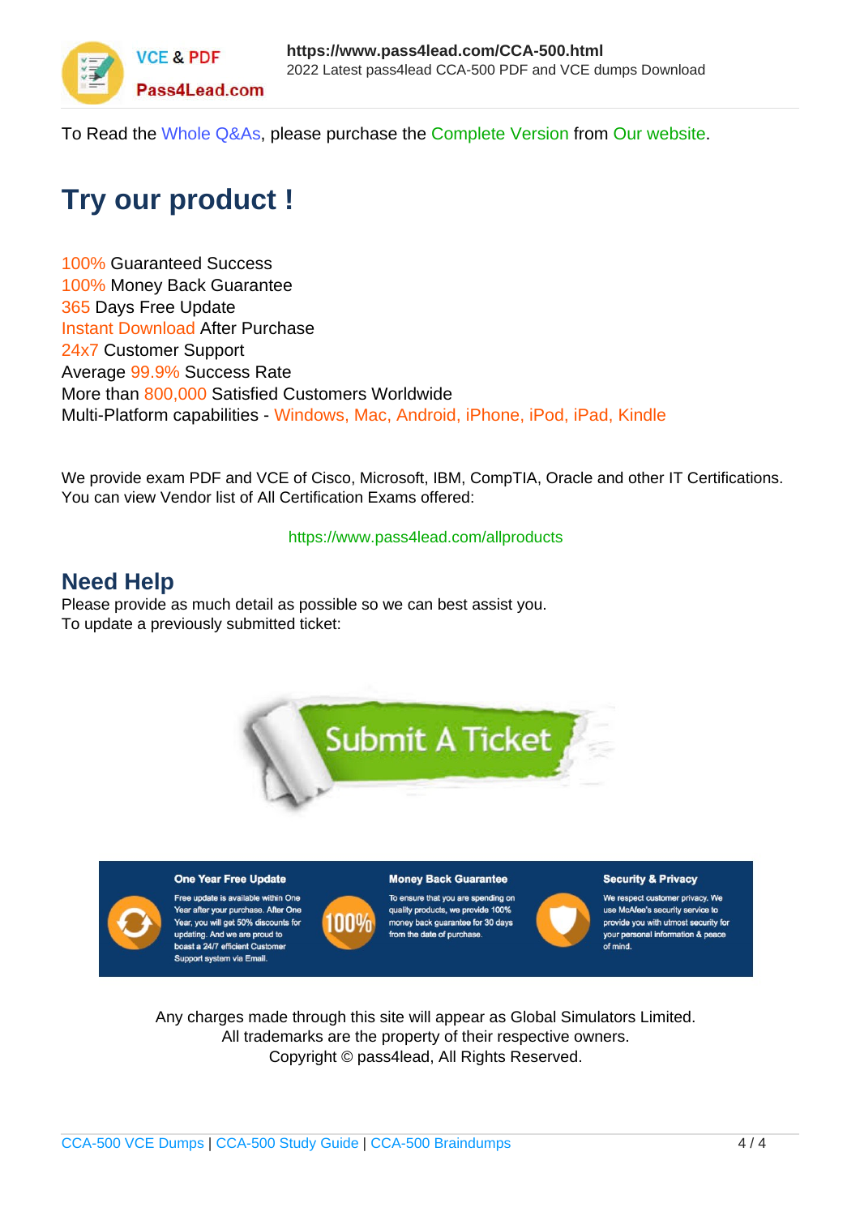To Read the Whole Q&As, please purchase the Complete Version from Our website.

# Try our product !

100% Guaranteed Success
100% Money Back Guarantee
365 Days Free Update
Instant Download After Purchase
24x7 Customer Support
Average 99.9% Success Rate
More than 800,000 Satisfied Customers Worldwide
Multi-Platform capabilities - Windows, Mac, Android, iPhone, iPod, iPad, Kindle

We provide exam PDF and VCE of Cisco, Microsoft, IBM, CompTIA, Oracle and other IT Certifications.
You can view Vendor list of All Certification Exams offered:

https://www.pass4lead.com/allproducts

## Need Help

Please provide as much detail as possible so we can best assist you.
To update a previously submitted ticket:

Submit A Ticket

**One Year Free Update**
Free update is available within One Year after your purchase. After One Year, you will get 50% discounts for updating. And we are proud to boast a 24/7 efficient Customer Support system via Email.

**Money Back Guarantee**
To ensure that you are spending on quality products, we provide 100% money back guarantee for 30 days from the date of purchase.

**Security & Privacy**
We respect customer privacy. We use McAfee's security service to provide you with utmost security for your personal information & peace of mind.

Any charges made through this site will appear as Global Simulators Limited.
All trademarks are the property of their respective owners.
Copyright © pass4lead, All Rights Reserved.